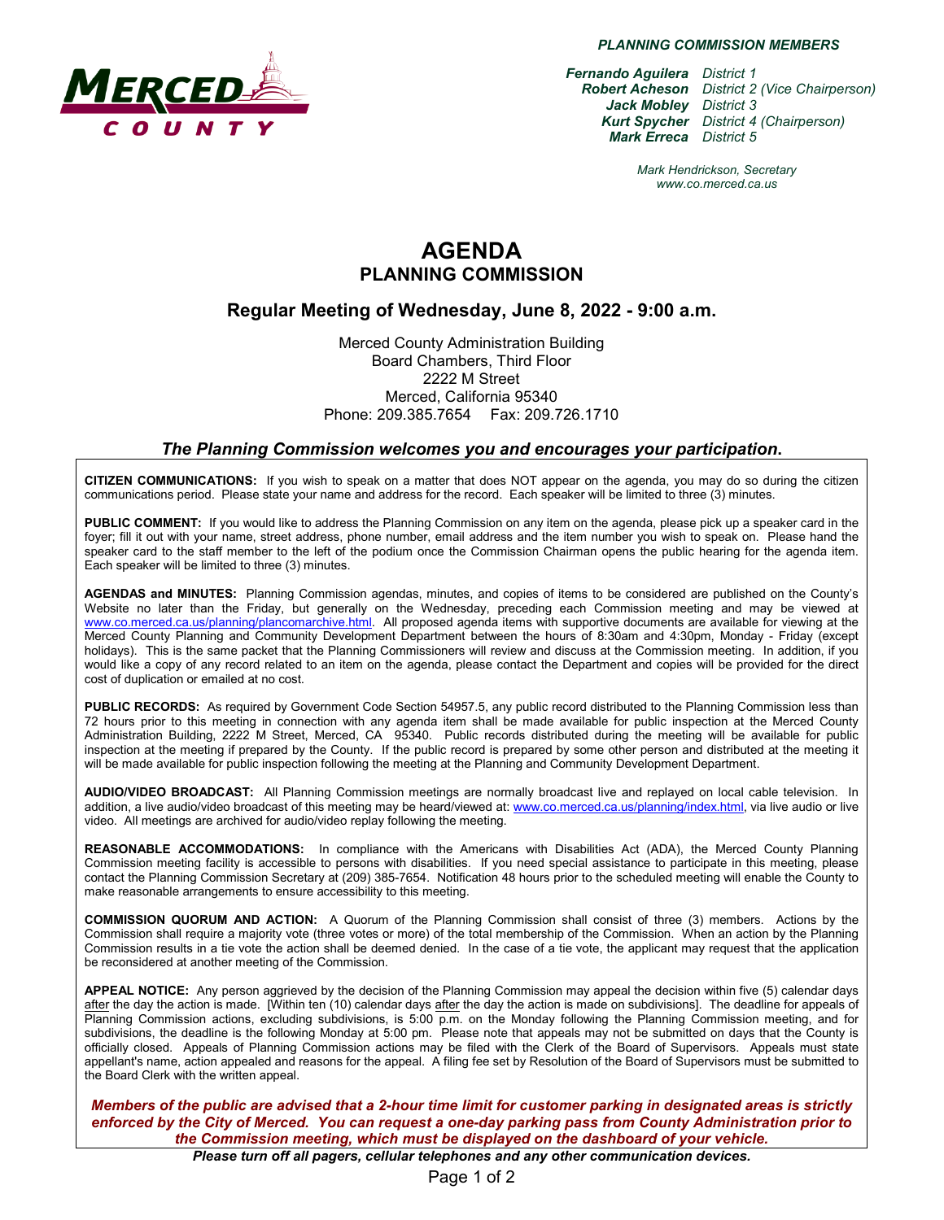***PLANNING COMMISSION MEMBERS***

| | |
|---|---|
| ***Fernando Aguilera*** | *District 1* |
| ***Robert Acheson*** | *District 2 (Vice Chairperson)* |
| ***Jack Mobley*** | *District 3* |
| ***Kurt Spycher*** | *District 4 (Chairperson)* |
| ***Mark Erreca*** | *District 5* |

*Mark Hendrickson, Secretary*
*www.co.merced.ca.us*

# AGENDA
## PLANNING COMMISSION

### Regular Meeting of Wednesday, June 8, 2022 - 9:00 a.m.

Merced County Administration Building
Board Chambers, Third Floor
2222 M Street
Merced, California 95340
Phone: 209.385.7654 Fax: 209.726.1710

***The Planning Commission welcomes you and encourages your participation.***

**CITIZEN COMMUNICATIONS:** If you wish to speak on a matter that does NOT appear on the agenda, you may do so during the citizen communications period. Please state your name and address for the record. Each speaker will be limited to three (3) minutes.

**PUBLIC COMMENT:** If you would like to address the Planning Commission on any item on the agenda, please pick up a speaker card in the foyer; fill it out with your name, street address, phone number, email address and the item number you wish to speak on. Please hand the speaker card to the staff member to the left of the podium once the Commission Chairman opens the public hearing for the agenda item. Each speaker will be limited to three (3) minutes.

**AGENDAS and MINUTES:** Planning Commission agendas, minutes, and copies of items to be considered are published on the County's Website no later than the Friday, but generally on the Wednesday, preceding each Commission meeting and may be viewed at www.co.merced.ca.us/planning/plancomarchive.html. All proposed agenda items with supportive documents are available for viewing at the Merced County Planning and Community Development Department between the hours of 8:30am and 4:30pm, Monday - Friday (except holidays). This is the same packet that the Planning Commissioners will review and discuss at the Commission meeting. In addition, if you would like a copy of any record related to an item on the agenda, please contact the Department and copies will be provided for the direct cost of duplication or emailed at no cost.

**PUBLIC RECORDS:** As required by Government Code Section 54957.5, any public record distributed to the Planning Commission less than 72 hours prior to this meeting in connection with any agenda item shall be made available for public inspection at the Merced County Administration Building, 2222 M Street, Merced, CA 95340. Public records distributed during the meeting will be available for public inspection at the meeting if prepared by the County. If the public record is prepared by some other person and distributed at the meeting it will be made available for public inspection following the meeting at the Planning and Community Development Department.

**AUDIO/VIDEO BROADCAST:** All Planning Commission meetings are normally broadcast live and replayed on local cable television. In addition, a live audio/video broadcast of this meeting may be heard/viewed at: www.co.merced.ca.us/planning/index.html, via live audio or live video. All meetings are archived for audio/video replay following the meeting.

**REASONABLE ACCOMMODATIONS:** In compliance with the Americans with Disabilities Act (ADA), the Merced County Planning Commission meeting facility is accessible to persons with disabilities. If you need special assistance to participate in this meeting, please contact the Planning Commission Secretary at (209) 385-7654. Notification 48 hours prior to the scheduled meeting will enable the County to make reasonable arrangements to ensure accessibility to this meeting.

**COMMISSION QUORUM AND ACTION:** A Quorum of the Planning Commission shall consist of three (3) members. Actions by the Commission shall require a majority vote (three votes or more) of the total membership of the Commission. When an action by the Planning Commission results in a tie vote the action shall be deemed denied. In the case of a tie vote, the applicant may request that the application be reconsidered at another meeting of the Commission.

**APPEAL NOTICE:** Any person aggrieved by the decision of the Planning Commission may appeal the decision within five (5) calendar days after the day the action is made. [Within ten (10) calendar days after the day the action is made on subdivisions]. The deadline for appeals of Planning Commission actions, excluding subdivisions, is 5:00 p.m. on the Monday following the Planning Commission meeting, and for subdivisions, the deadline is the following Monday at 5:00 pm. Please note that appeals may not be submitted on days that the County is officially closed. Appeals of Planning Commission actions may be filed with the Clerk of the Board of Supervisors. Appeals must state appellant's name, action appealed and reasons for the appeal. A filing fee set by Resolution of the Board of Supervisors must be submitted to the Board Clerk with the written appeal.

***Members of the public are advised that a 2-hour time limit for customer parking in designated areas is strictly enforced by the City of Merced. You can request a one-day parking pass from County Administration prior to the Commission meeting, which must be displayed on the dashboard of your vehicle.***

***Please turn off all pagers, cellular telephones and any other communication devices.***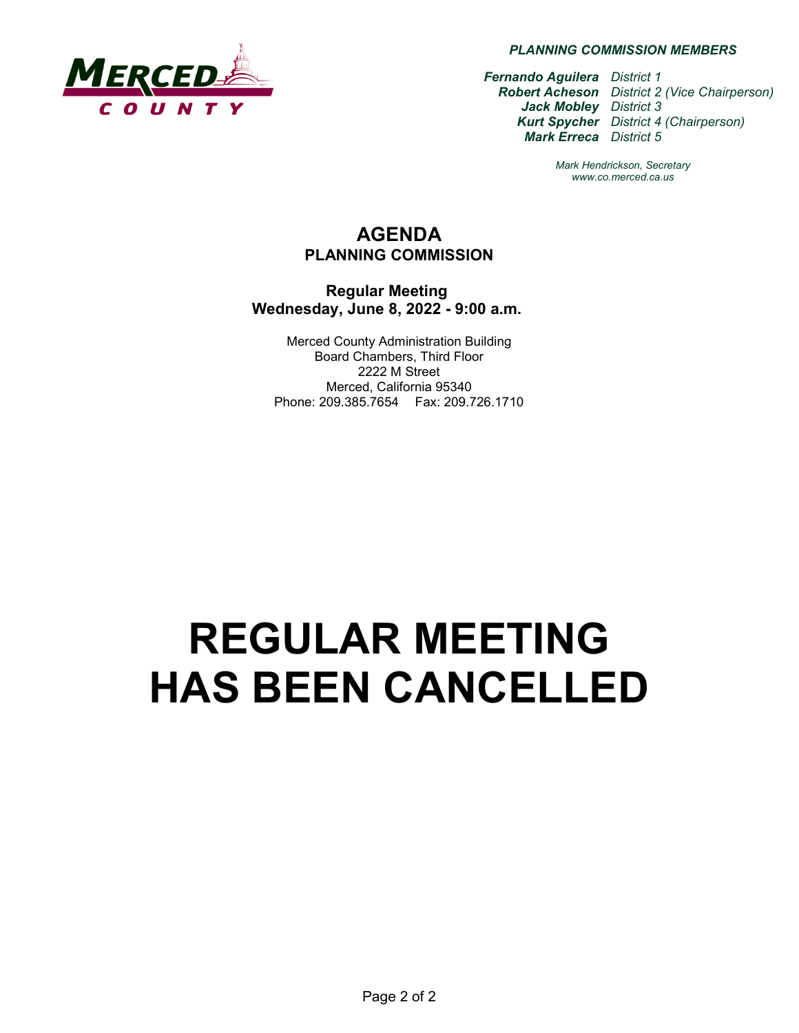**PLANNING COMMISSION MEMBERS**

| | |
|---|---|
| ***Fernando Aguilera*** | *District 1* |
| ***Robert Acheson*** | *District 2 (Vice Chairperson)* |
| ***Jack Mobley*** | *District 3* |
| ***Kurt Spycher*** | *District 4 (Chairperson)* |
| ***Mark Erreca*** | *District 5* |

*Mark Hendrickson, Secretary*
*www.co.merced.ca.us*

# AGENDA
## PLANNING COMMISSION

**Regular Meeting**
**Wednesday, June 8, 2022 - 9:00 a.m.**

Merced County Administration Building
Board Chambers, Third Floor
2222 M Street
Merced, California 95340
Phone: 209.385.7654 Fax: 209.726.1710

# REGULAR MEETING HAS BEEN CANCELLED